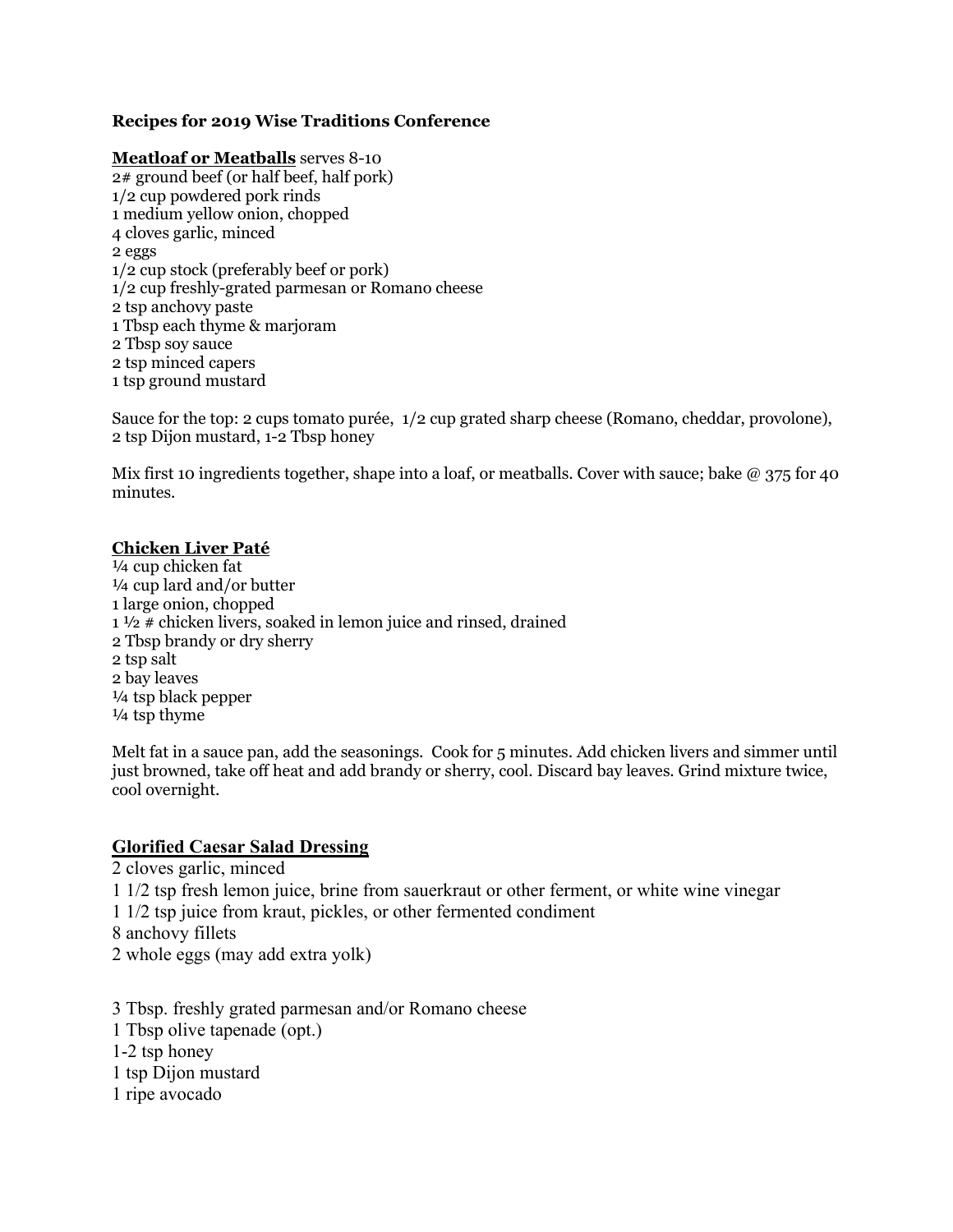**Recipes for 2019 Wise Traditions Conference**

**<u>Meatloaf or Meatballs</u>** serves 8-10

2# ground beef (or half beef, half pork)
1/2 cup powdered pork rinds
1 medium yellow onion, chopped
4 cloves garlic, minced
2 eggs
1/2 cup stock (preferably beef or pork)
1/2 cup freshly-grated parmesan or Romano cheese
2 tsp anchovy paste
1 Tbsp each thyme & marjoram
2 Tbsp soy sauce
2 tsp minced capers
1 tsp ground mustard

Sauce for the top: 2 cups tomato purée, 1/2 cup grated sharp cheese (Romano, cheddar, provolone), 2 tsp Dijon mustard, 1-2 Tbsp honey

Mix first 10 ingredients together, shape into a loaf, or meatballs. Cover with sauce; bake @ 375 for 40 minutes.

**<u>Chicken Liver Paté</u>**

¼ cup chicken fat
¼ cup lard and/or butter
1 large onion, chopped
1 ½ # chicken livers, soaked in lemon juice and rinsed, drained
2 Tbsp brandy or dry sherry
2 tsp salt
2 bay leaves
¼ tsp black pepper
¼ tsp thyme

Melt fat in a sauce pan, add the seasonings. Cook for 5 minutes. Add chicken livers and simmer until just browned, take off heat and add brandy or sherry, cool. Discard bay leaves. Grind mixture twice, cool overnight.

**<u>Glorified Caesar Salad Dressing</u>**

2 cloves garlic, minced
1 1/2 tsp fresh lemon juice, brine from sauerkraut or other ferment, or white wine vinegar
1 1/2 tsp juice from kraut, pickles, or other fermented condiment
8 anchovy fillets
2 whole eggs (may add extra yolk)

3 Tbsp. freshly grated parmesan and/or Romano cheese
1 Tbsp olive tapenade (opt.)
1-2 tsp honey
1 tsp Dijon mustard
1 ripe avocado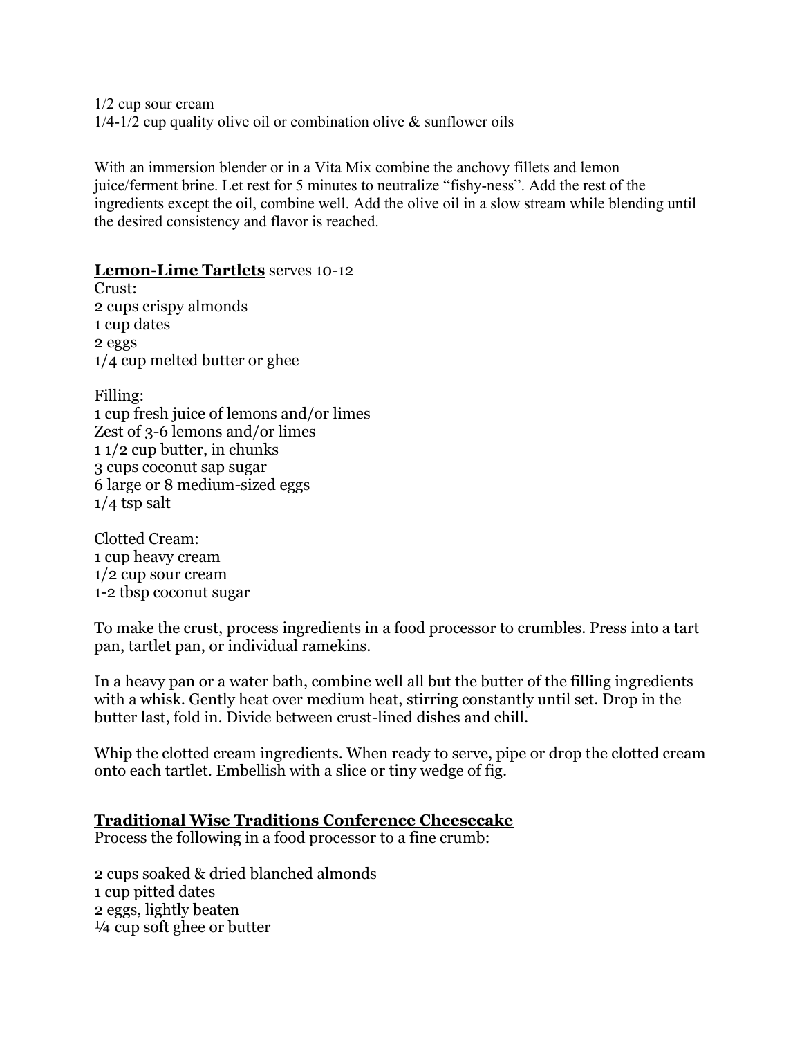1/2 cup sour cream
1/4-1/2 cup quality olive oil or combination olive & sunflower oils

With an immersion blender or in a Vita Mix combine the anchovy fillets and lemon juice/ferment brine. Let rest for 5 minutes to neutralize "fishy-ness". Add the rest of the ingredients except the oil, combine well. Add the olive oil in a slow stream while blending until the desired consistency and flavor is reached.

**Lemon-Lime Tartlets** serves 10-12

Crust:
2 cups crispy almonds
1 cup dates
2 eggs
1/4 cup melted butter or ghee

Filling:
1 cup fresh juice of lemons and/or limes
Zest of 3-6 lemons and/or limes
1 1/2 cup butter, in chunks
3 cups coconut sap sugar
6 large or 8 medium-sized eggs
1/4 tsp salt

Clotted Cream:
1 cup heavy cream
1/2 cup sour cream
1-2 tbsp coconut sugar

To make the crust, process ingredients in a food processor to crumbles. Press into a tart pan, tartlet pan, or individual ramekins.

In a heavy pan or a water bath, combine well all but the butter of the filling ingredients with a whisk. Gently heat over medium heat, stirring constantly until set. Drop in the butter last, fold in. Divide between crust-lined dishes and chill.

Whip the clotted cream ingredients. When ready to serve, pipe or drop the clotted cream onto each tartlet. Embellish with a slice or tiny wedge of fig.

**Traditional Wise Traditions Conference Cheesecake**

Process the following in a food processor to a fine crumb:

2 cups soaked & dried blanched almonds
1 cup pitted dates
2 eggs, lightly beaten
¼ cup soft ghee or butter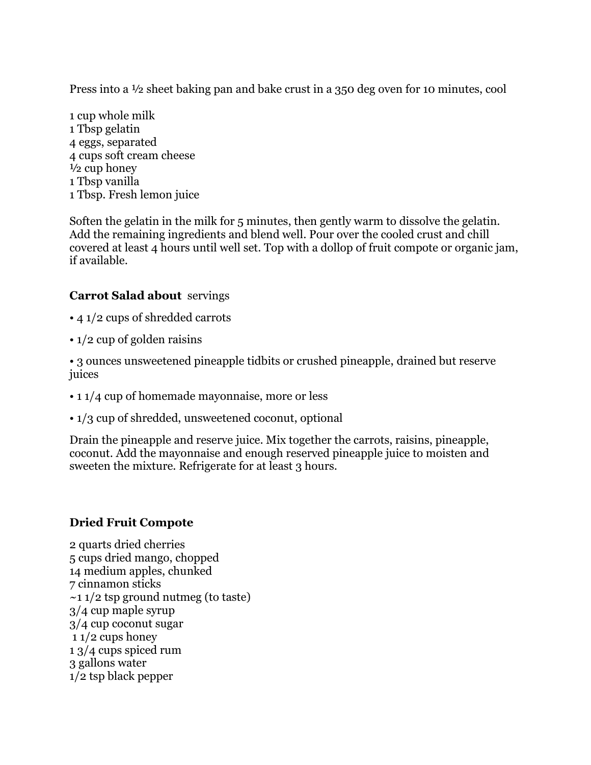Press into a ½ sheet baking pan and bake crust in a 350 deg oven for 10 minutes, cool

1 cup whole milk
1 Tbsp gelatin
4 eggs, separated
4 cups soft cream cheese
½ cup honey
1 Tbsp vanilla
1 Tbsp. Fresh lemon juice

Soften the gelatin in the milk for 5 minutes, then gently warm to dissolve the gelatin. Add the remaining ingredients and blend well. Pour over the cooled crust and chill covered at least 4 hours until well set. Top with a dollop of fruit compote or organic jam, if available.

**Carrot Salad about** servings

- 4 1/2 cups of shredded carrots
- 1/2 cup of golden raisins
- 3 ounces unsweetened pineapple tidbits or crushed pineapple, drained but reserve juices
- 1 1/4 cup of homemade mayonnaise, more or less
- 1/3 cup of shredded, unsweetened coconut, optional

Drain the pineapple and reserve juice. Mix together the carrots, raisins, pineapple, coconut. Add the mayonnaise and enough reserved pineapple juice to moisten and sweeten the mixture. Refrigerate for at least 3 hours.

**Dried Fruit Compote**

2 quarts dried cherries
5 cups dried mango, chopped
14 medium apples, chunked
7 cinnamon sticks
~1 1/2 tsp ground nutmeg (to taste)
3/4 cup maple syrup
3/4 cup coconut sugar
1 1/2 cups honey
1 3/4 cups spiced rum
3 gallons water
1/2 tsp black pepper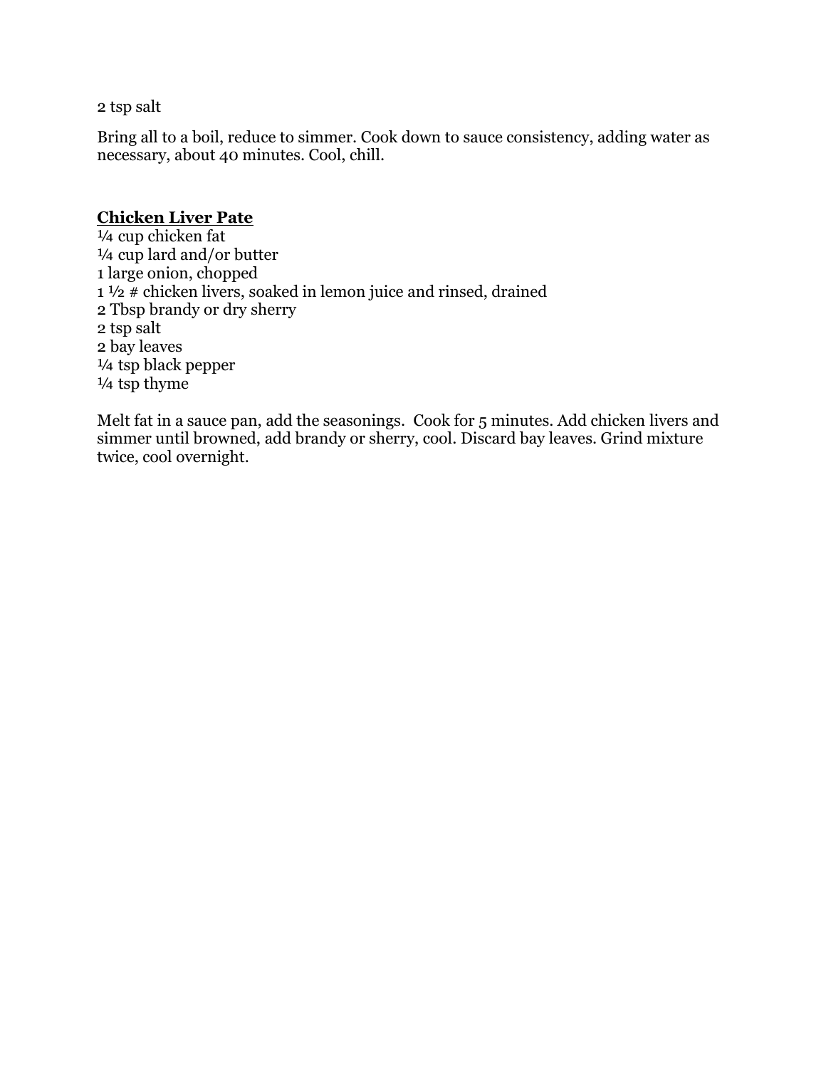2 tsp salt

Bring all to a boil, reduce to simmer. Cook down to sauce consistency, adding water as necessary, about 40 minutes. Cool, chill.

## Chicken Liver Pate

¼ cup chicken fat
¼ cup lard and/or butter
1 large onion, chopped
1 ½ # chicken livers, soaked in lemon juice and rinsed, drained
2 Tbsp brandy or dry sherry
2 tsp salt
2 bay leaves
¼ tsp black pepper
¼ tsp thyme

Melt fat in a sauce pan, add the seasonings. Cook for 5 minutes. Add chicken livers and simmer until browned, add brandy or sherry, cool. Discard bay leaves. Grind mixture twice, cool overnight.